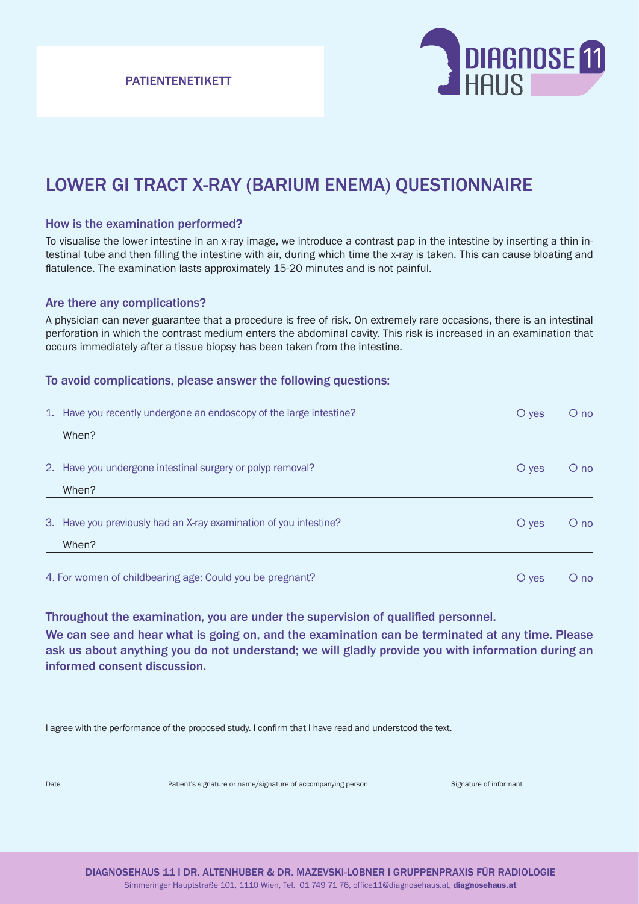PATIENTENETIKETT

DIAGNOSE 11 HAUS

# LOWER GI TRACT X-RAY (BARIUM ENEMA) QUESTIONNAIRE

### How is the examination performed?

To visualise the lower intestine in an x-ray image, we introduce a contrast pap in the intestine by inserting a thin intestinal tube and then filling the intestine with air, during which time the x-ray is taken. This can cause bloating and flatulence. The examination lasts approximately 15-20 minutes and is not painful.

### Are there any complications?

A physician can never guarantee that a procedure is free of risk. On extremely rare occasions, there is an intestinal perforation in which the contrast medium enters the abdominal cavity. This risk is increased in an examination that occurs immediately after a tissue biopsy has been taken from the intestine.

### To avoid complications, please answer the following questions:

1. Have you recently undergone an endoscopy of the large intestine? O yes O no

   When?

2. Have you undergone intestinal surgery or polyp removal? O yes O no

   When?

3. Have you previously had an X-ray examination of you intestine? O yes O no

   When?

4. For women of childbearing age: Could you be pregnant? O yes O no

**Throughout the examination, you are under the supervision of qualified personnel.**

**We can see and hear what is going on, and the examination can be terminated at any time. Please ask us about anything you do not understand; we will gladly provide you with information during an informed consent discussion.**

I agree with the performance of the proposed study. I confirm that I have read and understood the text.

Date | Patient's signature or name/signature of accompanying person | Signature of informant

DIAGNOSEHAUS 11 I DR. ALTENHUBER & DR. MAZEVSKI-LOBNER I GRUPPENPRAXIS FÜR RADIOLOGIE
Simmeringer Hauptstraße 101, 1110 Wien, Tel. 01 749 71 76, office11@diagnosehaus.at, **diagnosehaus.at**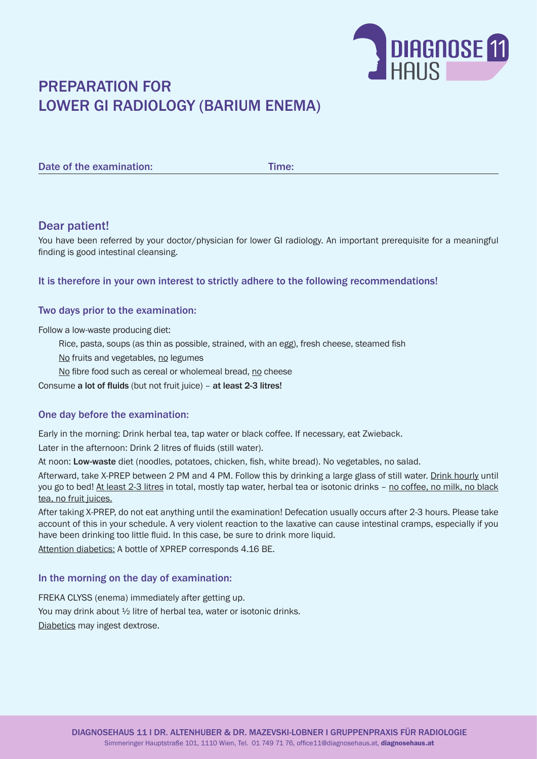# PREPARATION FOR LOWER GI RADIOLOGY (BARIUM ENEMA)

Date of the examination: Time:

## Dear patient!

You have been referred by your doctor/physician for lower GI radiology. An important prerequisite for a meaningful finding is good intestinal cleansing.

### It is therefore in your own interest to strictly adhere to the following recommendations!

### Two days prior to the examination:

Follow a low-waste producing diet:

Rice, pasta, soups (as thin as possible, strained, with an egg), fresh cheese, steamed fish

No fruits and vegetables, no legumes

No fibre food such as cereal or wholemeal bread, no cheese

Consume **a lot of fluids** (but not fruit juice) – **at least 2-3 litres!**

### One day before the examination:

Early in the morning: Drink herbal tea, tap water or black coffee. If necessary, eat Zwieback.

Later in the afternoon: Drink 2 litres of fluids (still water).

At noon: **Low-waste** diet (noodles, potatoes, chicken, fish, white bread). No vegetables, no salad.

Afterward, take X-PREP between 2 PM and 4 PM. Follow this by drinking a large glass of still water. Drink hourly until you go to bed! At least 2-3 litres in total, mostly tap water, herbal tea or isotonic drinks – no coffee, no milk, no black tea, no fruit juices.

After taking X-PREP, do not eat anything until the examination! Defecation usually occurs after 2-3 hours. Please take account of this in your schedule. A very violent reaction to the laxative can cause intestinal cramps, especially if you have been drinking too little fluid. In this case, be sure to drink more liquid.

Attention diabetics: A bottle of XPREP corresponds 4.16 BE.

### In the morning on the day of examination:

FREKA CLYSS (enema) immediately after getting up.

You may drink about ½ litre of herbal tea, water or isotonic drinks.

Diabetics may ingest dextrose.

DIAGNOSEHAUS 11 I DR. ALTENHUBER & DR. MAZEVSKI-LOBNER I GRUPPENPRAXIS FÜR RADIOLOGIE
Simmeringer Hauptstraße 101, 1110 Wien, Tel. 01 749 71 76, office11@diagnosehaus.at, **diagnosehaus.at**